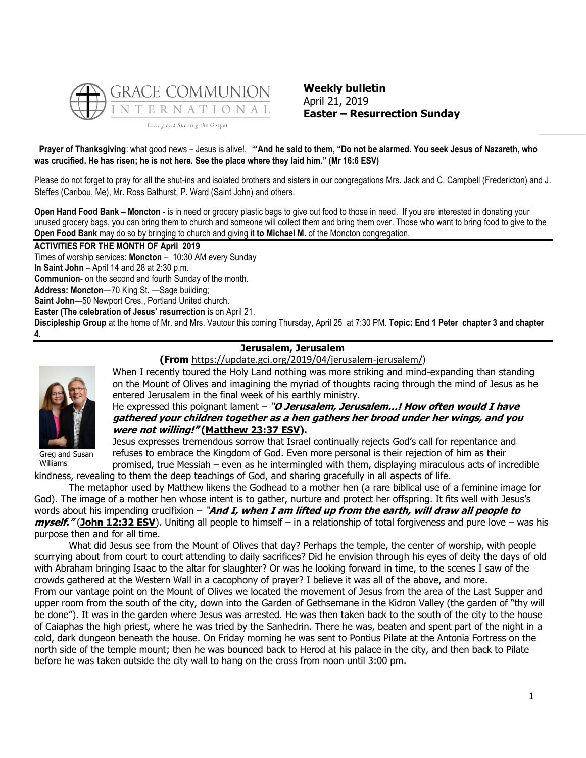GRACE COMMUNION INTERNATIONAL

*Living and Sharing the Gospel*

**Weekly bulletin**
April 21, 2019
**Easter – Resurrection Sunday**

**Prayer of Thanksgiving**: what good news – Jesus is alive!. "**"And he said to them, "Do not be alarmed. You seek Jesus of Nazareth, who was crucified. He has risen; he is not here. See the place where they laid him." (Mr 16:6 ESV)**

Please do not forget to pray for all the shut-ins and isolated brothers and sisters in our congregations Mrs. Jack and C. Campbell (Fredericton) and J. Steffes (Caribou, Me), Mr. Ross Bathurst, P. Ward (Saint John) and others.

**Open Hand Food Bank – Moncton** - is in need or grocery plastic bags to give out food to those in need. If you are interested in donating your unused grocery bags, you can bring them to church and someone will collect them and bring them over. Those who want to bring food to give to the **Open Food Bank** may do so by bringing to church and giving it **to Michael M.** of the Moncton congregation.

**ACTIVITIES FOR THE MONTH OF April 2019**

Times of worship services: **Moncton** – 10:30 AM every Sunday

**In Saint John** – April 14 and 28 at 2:30 p.m.

**Communion**- on the second and fourth Sunday of the month.

**Address: Moncton**—70 King St. —Sage building;

**Saint John**—50 Newport Cres., Portland United church.

**Easter (The celebration of Jesus' resurrection** is on April 21.

**Discipleship Group** at the home of Mr. and Mrs. Vautour this coming Thursday, April 25 at 7:30 PM. **Topic: End 1 Peter chapter 3 and chapter 4.**

## Jerusalem, Jerusalem

**(From** https://update.gci.org/2019/04/jerusalem-jerusalem/)

Greg and Susan Williams

When I recently toured the Holy Land nothing was more striking and mind-expanding than standing on the Mount of Olives and imagining the myriad of thoughts racing through the mind of Jesus as he entered Jerusalem in the final week of his earthly ministry.

He expressed this poignant lament – ***"O Jerusalem, Jerusalem…! How often would I have gathered your children together as a hen gathers her brood under her wings, and you were not willing!"* (Matthew 23:37 ESV).**

Jesus expresses tremendous sorrow that Israel continually rejects God's call for repentance and refuses to embrace the Kingdom of God. Even more personal is their rejection of him as their promised, true Messiah – even as he intermingled with them, displaying miraculous acts of incredible kindness, revealing to them the deep teachings of God, and sharing gracefully in all aspects of life.

The metaphor used by Matthew likens the Godhead to a mother hen (a rare biblical use of a feminine image for God). The image of a mother hen whose intent is to gather, nurture and protect her offspring. It fits well with Jesus's words about his impending crucifixion – ***"And I, when I am lifted up from the earth, will draw all people to myself."*** (**John 12:32 ESV**). Uniting all people to himself – in a relationship of total forgiveness and pure love – was his purpose then and for all time.

What did Jesus see from the Mount of Olives that day? Perhaps the temple, the center of worship, with people scurrying about from court to court attending to daily sacrifices? Did he envision through his eyes of deity the days of old with Abraham bringing Isaac to the altar for slaughter? Or was he looking forward in time, to the scenes I saw of the crowds gathered at the Western Wall in a cacophony of prayer? I believe it was all of the above, and more.

From our vantage point on the Mount of Olives we located the movement of Jesus from the area of the Last Supper and upper room from the south of the city, down into the Garden of Gethsemane in the Kidron Valley (the garden of "thy will be done"). It was in the garden where Jesus was arrested. He was then taken back to the south of the city to the house of Caiaphas the high priest, where he was tried by the Sanhedrin. There he was, beaten and spent part of the night in a cold, dark dungeon beneath the house. On Friday morning he was sent to Pontius Pilate at the Antonia Fortress on the north side of the temple mount; then he was bounced back to Herod at his palace in the city, and then back to Pilate before he was taken outside the city wall to hang on the cross from noon until 3:00 pm.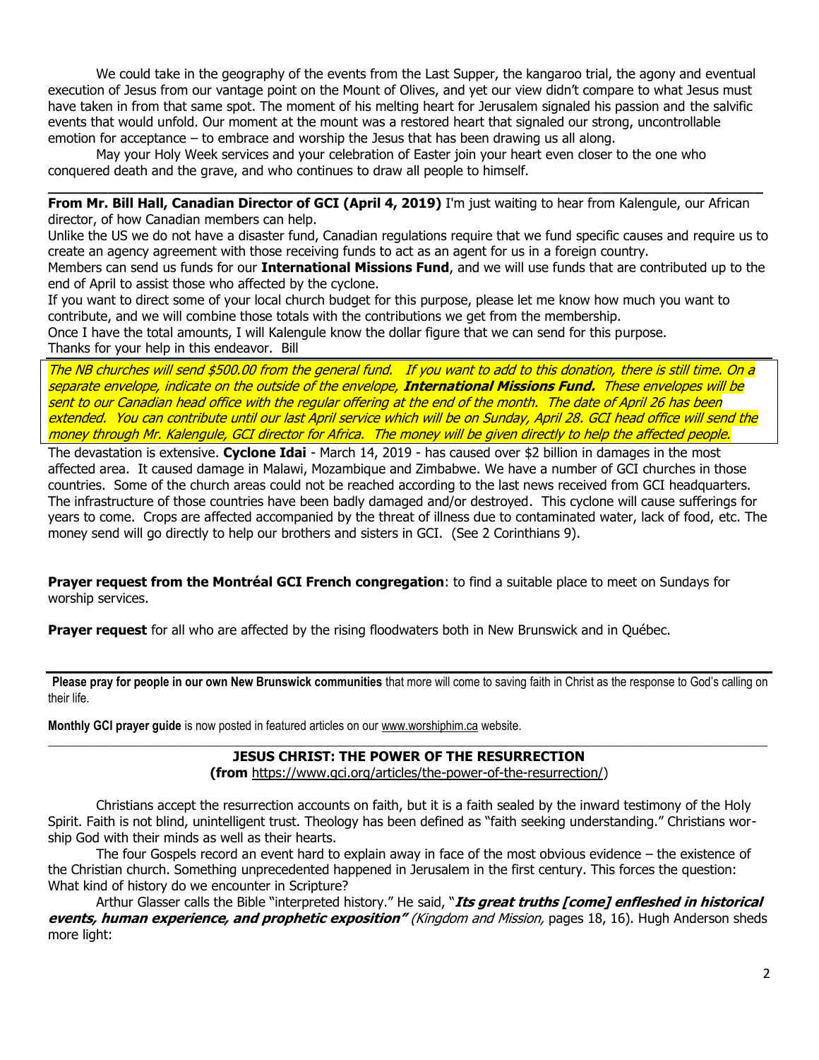We could take in the geography of the events from the Last Supper, the kangaroo trial, the agony and eventual execution of Jesus from our vantage point on the Mount of Olives, and yet our view didn't compare to what Jesus must have taken in from that same spot. The moment of his melting heart for Jerusalem signaled his passion and the salvific events that would unfold. Our moment at the mount was a restored heart that signaled our strong, uncontrollable emotion for acceptance – to embrace and worship the Jesus that has been drawing us all along.

May your Holy Week services and your celebration of Easter join your heart even closer to the one who conquered death and the grave, and who continues to draw all people to himself.

---

**From Mr. Bill Hall, Canadian Director of GCI (April 4, 2019)** I'm just waiting to hear from Kalengule, our African director, of how Canadian members can help.

Unlike the US we do not have a disaster fund, Canadian regulations require that we fund specific causes and require us to create an agency agreement with those receiving funds to act as an agent for us in a foreign country.

Members can send us funds for our **International Missions Fund**, and we will use funds that are contributed up to the end of April to assist those who affected by the cyclone.

If you want to direct some of your local church budget for this purpose, please let me know how much you want to contribute, and we will combine those totals with the contributions we get from the membership.

Once I have the total amounts, I will Kalengule know the dollar figure that we can send for this purpose.

Thanks for your help in this endeavor. Bill

*The NB churches will send $500.00 from the general fund. If you want to add to this donation, there is still time. On a separate envelope, indicate on the outside of the envelope,* ***International Missions Fund.*** *These envelopes will be sent to our Canadian head office with the regular offering at the end of the month. The date of April 26 has been extended. You can contribute until our last April service which will be on Sunday, April 28. GCI head office will send the money through Mr. Kalengule, GCI director for Africa. The money will be given directly to help the affected people.*

The devastation is extensive. **Cyclone Idai** - March 14, 2019 - has caused over $2 billion in damages in the most affected area. It caused damage in Malawi, Mozambique and Zimbabwe. We have a number of GCI churches in those countries. Some of the church areas could not be reached according to the last news received from GCI headquarters. The infrastructure of those countries have been badly damaged and/or destroyed. This cyclone will cause sufferings for years to come. Crops are affected accompanied by the threat of illness due to contaminated water, lack of food, etc. The money send will go directly to help our brothers and sisters in GCI. (See 2 Corinthians 9).

**Prayer request from the Montréal GCI French congregation**: to find a suitable place to meet on Sundays for worship services.

**Prayer request** for all who are affected by the rising floodwaters both in New Brunswick and in Québec.

---

**Please pray for people in our own New Brunswick communities** that more will come to saving faith in Christ as the response to God's calling on their life.

**Monthly GCI prayer guide** is now posted in featured articles on our www.worshiphim.ca website.

---

## JESUS CHRIST: THE POWER OF THE RESURRECTION

**(from** https://www.gci.org/articles/the-power-of-the-resurrection/)

Christians accept the resurrection accounts on faith, but it is a faith sealed by the inward testimony of the Holy Spirit. Faith is not blind, unintelligent trust. Theology has been defined as "faith seeking understanding." Christians worship God with their minds as well as their hearts.

The four Gospels record an event hard to explain away in face of the most obvious evidence – the existence of the Christian church. Something unprecedented happened in Jerusalem in the first century. This forces the question: What kind of history do we encounter in Scripture?

Arthur Glasser calls the Bible "interpreted history." He said, "***Its great truths [come] enfleshed in historical events, human experience, and prophetic exposition"*** *(Kingdom and Mission,* pages 18, 16). Hugh Anderson sheds more light: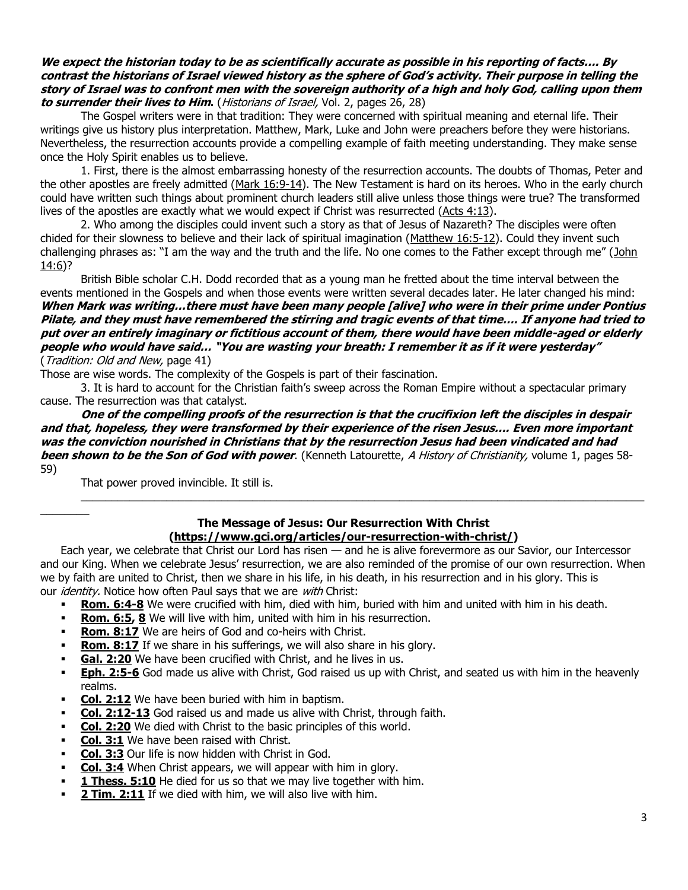***We expect the historian today to be as scientifically accurate as possible in his reporting of facts…. By contrast the historians of Israel viewed history as the sphere of God's activity. Their purpose in telling the story of Israel was to confront men with the sovereign authority of a high and holy God, calling upon them to surrender their lives to Him*.** (*Historians of Israel,* Vol. 2, pages 26, 28)

The Gospel writers were in that tradition: They were concerned with spiritual meaning and eternal life. Their writings give us history plus interpretation. Matthew, Mark, Luke and John were preachers before they were historians. Nevertheless, the resurrection accounts provide a compelling example of faith meeting understanding. They make sense once the Holy Spirit enables us to believe.

1. First, there is the almost embarrassing honesty of the resurrection accounts. The doubts of Thomas, Peter and the other apostles are freely admitted (Mark 16:9-14). The New Testament is hard on its heroes. Who in the early church could have written such things about prominent church leaders still alive unless those things were true? The transformed lives of the apostles are exactly what we would expect if Christ was resurrected (Acts 4:13).

2. Who among the disciples could invent such a story as that of Jesus of Nazareth? The disciples were often chided for their slowness to believe and their lack of spiritual imagination (Matthew 16:5-12). Could they invent such challenging phrases as: "I am the way and the truth and the life. No one comes to the Father except through me" (John 14:6)?

British Bible scholar C.H. Dodd recorded that as a young man he fretted about the time interval between the events mentioned in the Gospels and when those events were written several decades later. He later changed his mind: ***When Mark was writing…there must have been many people [alive] who were in their prime under Pontius Pilate, and they must have remembered the stirring and tragic events of that time…. If anyone had tried to put over an entirely imaginary or fictitious account of them, there would have been middle-aged or elderly people who would have said… "You are wasting your breath: I remember it as if it were yesterday"*** (*Tradition: Old and New,* page 41)

Those are wise words. The complexity of the Gospels is part of their fascination.

3. It is hard to account for the Christian faith's sweep across the Roman Empire without a spectacular primary cause. The resurrection was that catalyst.

***One of the compelling proofs of the resurrection is that the crucifixion left the disciples in despair and that, hopeless, they were transformed by their experience of the risen Jesus…. Even more important was the conviction nourished in Christians that by the resurrection Jesus had been vindicated and had been shown to be the Son of God with power*.** (Kenneth Latourette, *A History of Christianity,* volume 1, pages 58-59)

That power proved invincible. It still is.

---

## The Message of Jesus: Our Resurrection With Christ (https://www.gci.org/articles/our-resurrection-with-christ/)

Each year, we celebrate that Christ our Lord has risen — and he is alive forevermore as our Savior, our Intercessor and our King. When we celebrate Jesus' resurrection, we are also reminded of the promise of our own resurrection. When we by faith are united to Christ, then we share in his life, in his death, in his resurrection and in his glory. This is our *identity.* Notice how often Paul says that we are *with* Christ:

- **Rom. 6:4-8** We were crucified with him, died with him, buried with him and united with him in his death.
- **Rom. 6:5, 8** We will live with him, united with him in his resurrection.
- **Rom. 8:17** We are heirs of God and co-heirs with Christ.
- **Rom. 8:17** If we share in his sufferings, we will also share in his glory.
- **Gal. 2:20** We have been crucified with Christ, and he lives in us.
- **Eph. 2:5-6** God made us alive with Christ, God raised us up with Christ, and seated us with him in the heavenly realms.
- **Col. 2:12** We have been buried with him in baptism.
- **Col. 2:12-13** God raised us and made us alive with Christ, through faith.
- **Col. 2:20** We died with Christ to the basic principles of this world.
- **Col. 3:1** We have been raised with Christ.
- **Col. 3:3** Our life is now hidden with Christ in God.
- **Col. 3:4** When Christ appears, we will appear with him in glory.
- **1 Thess. 5:10** He died for us so that we may live together with him.
- **2 Tim. 2:11** If we died with him, we will also live with him.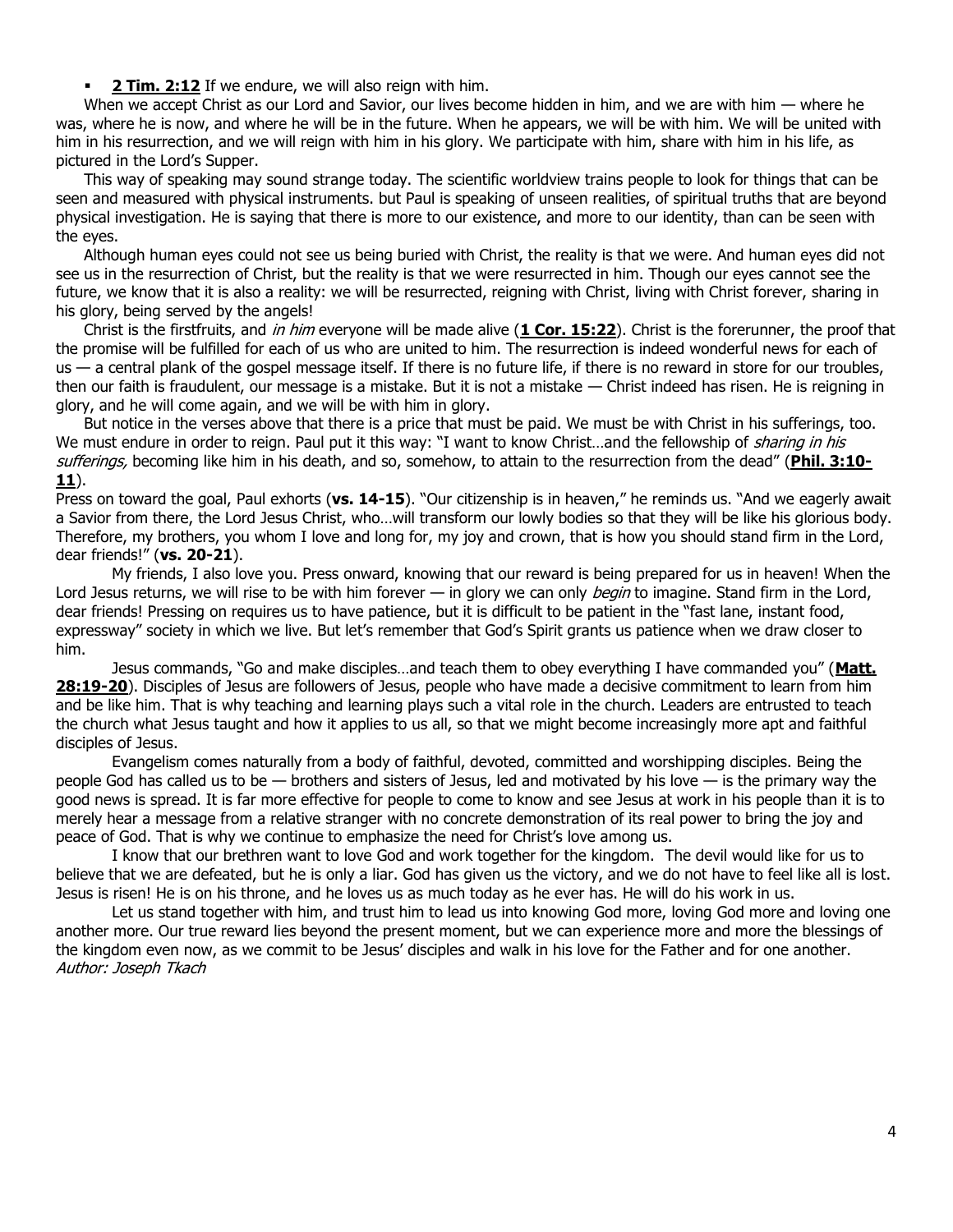- **2 Tim. 2:12** If we endure, we will also reign with him.

When we accept Christ as our Lord and Savior, our lives become hidden in him, and we are with him — where he was, where he is now, and where he will be in the future. When he appears, we will be with him. We will be united with him in his resurrection, and we will reign with him in his glory. We participate with him, share with him in his life, as pictured in the Lord's Supper.

This way of speaking may sound strange today. The scientific worldview trains people to look for things that can be seen and measured with physical instruments. but Paul is speaking of unseen realities, of spiritual truths that are beyond physical investigation. He is saying that there is more to our existence, and more to our identity, than can be seen with the eyes.

Although human eyes could not see us being buried with Christ, the reality is that we were. And human eyes did not see us in the resurrection of Christ, but the reality is that we were resurrected in him. Though our eyes cannot see the future, we know that it is also a reality: we will be resurrected, reigning with Christ, living with Christ forever, sharing in his glory, being served by the angels!

Christ is the firstfruits, and *in him* everyone will be made alive (**1 Cor. 15:22**). Christ is the forerunner, the proof that the promise will be fulfilled for each of us who are united to him. The resurrection is indeed wonderful news for each of us — a central plank of the gospel message itself. If there is no future life, if there is no reward in store for our troubles, then our faith is fraudulent, our message is a mistake. But it is not a mistake — Christ indeed has risen. He is reigning in glory, and he will come again, and we will be with him in glory.

But notice in the verses above that there is a price that must be paid. We must be with Christ in his sufferings, too. We must endure in order to reign. Paul put it this way: "I want to know Christ…and the fellowship of *sharing in his sufferings,* becoming like him in his death, and so, somehow, to attain to the resurrection from the dead" (**Phil. 3:10-11**).

Press on toward the goal, Paul exhorts (**vs. 14-15**). "Our citizenship is in heaven," he reminds us. "And we eagerly await a Savior from there, the Lord Jesus Christ, who…will transform our lowly bodies so that they will be like his glorious body. Therefore, my brothers, you whom I love and long for, my joy and crown, that is how you should stand firm in the Lord, dear friends!" (**vs. 20-21**).

My friends, I also love you. Press onward, knowing that our reward is being prepared for us in heaven! When the Lord Jesus returns, we will rise to be with him forever — in glory we can only *begin* to imagine. Stand firm in the Lord, dear friends! Pressing on requires us to have patience, but it is difficult to be patient in the "fast lane, instant food, expressway" society in which we live. But let's remember that God's Spirit grants us patience when we draw closer to him.

Jesus commands, "Go and make disciples…and teach them to obey everything I have commanded you" (**Matt. 28:19-20**). Disciples of Jesus are followers of Jesus, people who have made a decisive commitment to learn from him and be like him. That is why teaching and learning plays such a vital role in the church. Leaders are entrusted to teach the church what Jesus taught and how it applies to us all, so that we might become increasingly more apt and faithful disciples of Jesus.

Evangelism comes naturally from a body of faithful, devoted, committed and worshipping disciples. Being the people God has called us to be — brothers and sisters of Jesus, led and motivated by his love — is the primary way the good news is spread. It is far more effective for people to come to know and see Jesus at work in his people than it is to merely hear a message from a relative stranger with no concrete demonstration of its real power to bring the joy and peace of God. That is why we continue to emphasize the need for Christ's love among us.

I know that our brethren want to love God and work together for the kingdom. The devil would like for us to believe that we are defeated, but he is only a liar. God has given us the victory, and we do not have to feel like all is lost. Jesus is risen! He is on his throne, and he loves us as much today as he ever has. He will do his work in us.

Let us stand together with him, and trust him to lead us into knowing God more, loving God more and loving one another more. Our true reward lies beyond the present moment, but we can experience more and more the blessings of the kingdom even now, as we commit to be Jesus' disciples and walk in his love for the Father and for one another.

*Author: Joseph Tkach*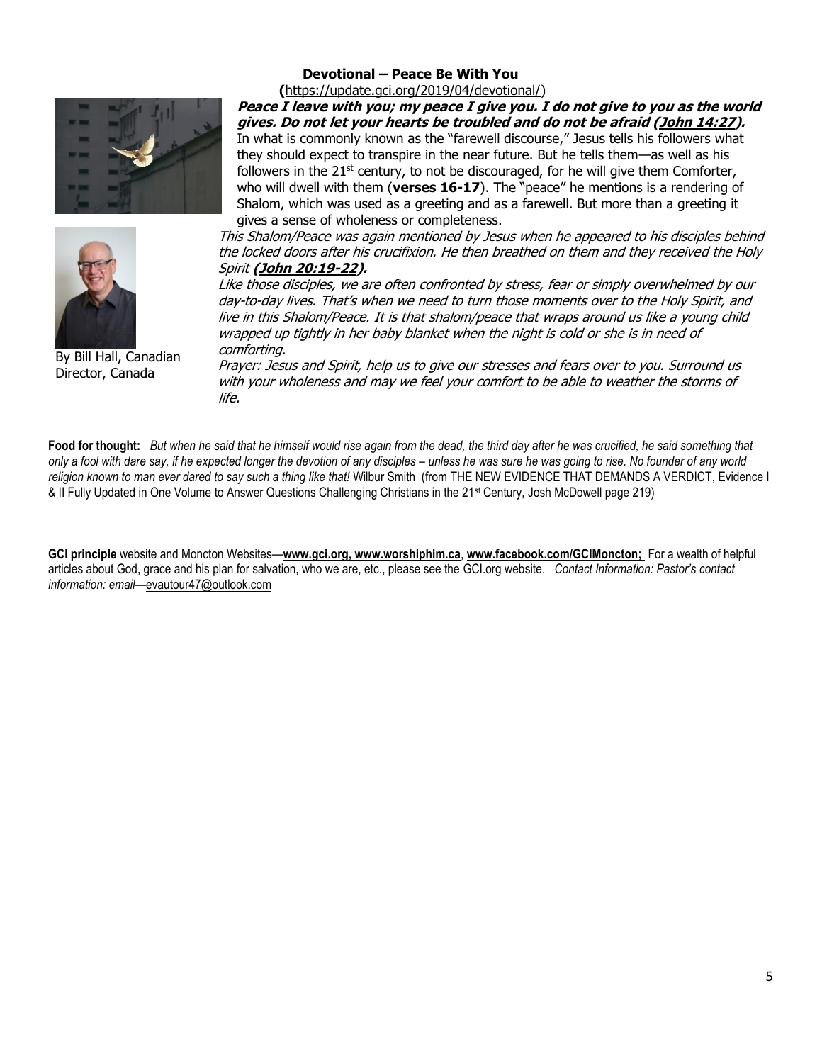### Devotional – Peace Be With You

(https://update.gci.org/2019/04/devotional/)

***Peace I leave with you; my peace I give you. I do not give to you as the world gives. Do not let your hearts be troubled and do not be afraid (John 14:27).***

In what is commonly known as the "farewell discourse," Jesus tells his followers what they should expect to transpire in the near future. But he tells them—as well as his followers in the 21st century, to not be discouraged, for he will give them Comforter, who will dwell with them (**verses 16-17**). The "peace" he mentions is a rendering of Shalom, which was used as a greeting and as a farewell. But more than a greeting it gives a sense of wholeness or completeness.

*This Shalom/Peace was again mentioned by Jesus when he appeared to his disciples behind the locked doors after his crucifixion. He then breathed on them and they received the Holy Spirit* ***(John 20:19-22).***

*Like those disciples, we are often confronted by stress, fear or simply overwhelmed by our day-to-day lives. That's when we need to turn those moments over to the Holy Spirit, and live in this Shalom/Peace. It is that shalom/peace that wraps around us like a young child wrapped up tightly in her baby blanket when the night is cold or she is in need of comforting.*

*Prayer: Jesus and Spirit, help us to give our stresses and fears over to you. Surround us with your wholeness and may we feel your comfort to be able to weather the storms of life.*

By Bill Hall, Canadian Director, Canada

**Food for thought:** *But when he said that he himself would rise again from the dead, the third day after he was crucified, he said something that only a fool with dare say, if he expected longer the devotion of any disciples – unless he was sure he was going to rise. No founder of any world religion known to man ever dared to say such a thing like that!* Wilbur Smith (from THE NEW EVIDENCE THAT DEMANDS A VERDICT, Evidence I & II Fully Updated in One Volume to Answer Questions Challenging Christians in the 21st Century, Josh McDowell page 219)

**GCI principle** website and Moncton Websites—**www.gci.org, www.worshiphim.ca**, **www.facebook.com/GCIMoncton;** For a wealth of helpful articles about God, grace and his plan for salvation, who we are, etc., please see the GCI.org website. *Contact Information: Pastor's contact information: email*—evautour47@outlook.com